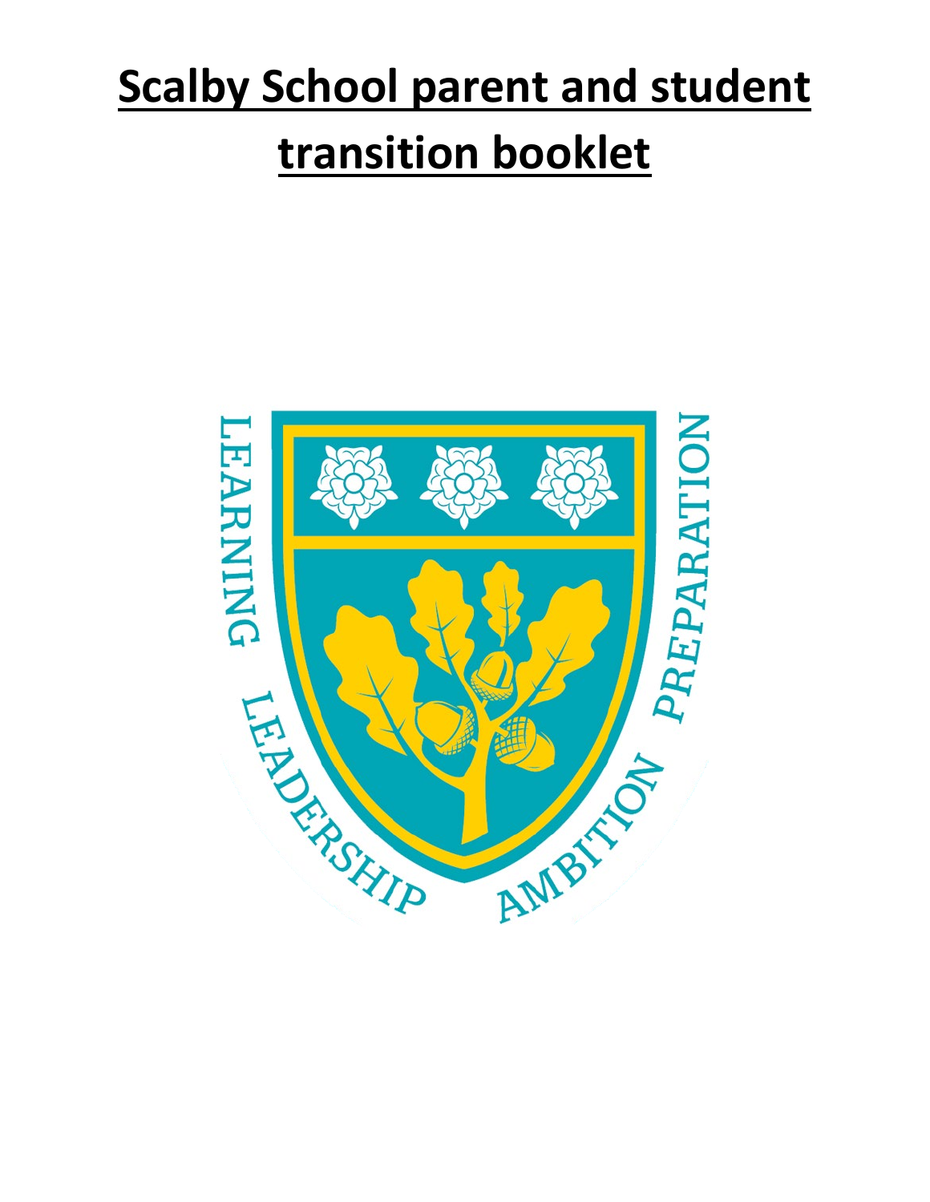# Scalby School parent and student transition booklet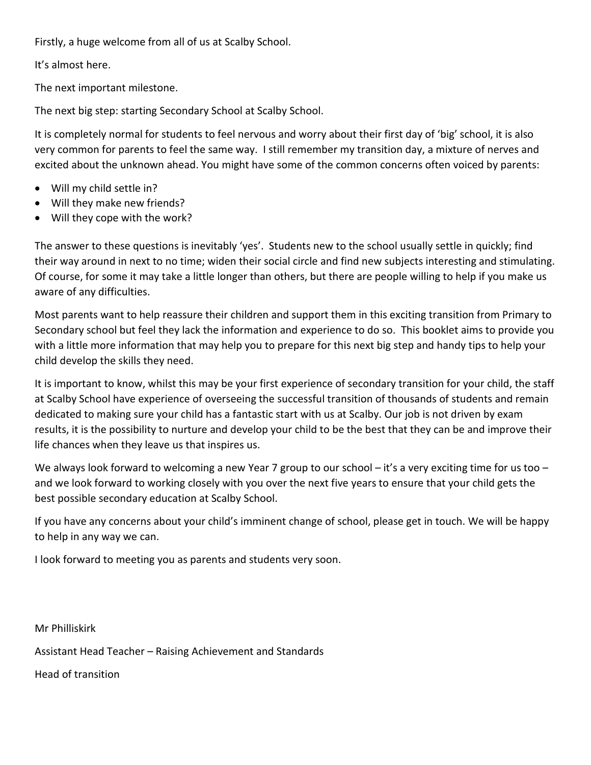Firstly, a huge welcome from all of us at Scalby School.

It's almost here.

The next important milestone.

The next big step: starting Secondary School at Scalby School.

It is completely normal for students to feel nervous and worry about their first day of 'big' school, it is also very common for parents to feel the same way. I still remember my transition day, a mixture of nerves and excited about the unknown ahead. You might have some of the common concerns often voiced by parents:

- Will my child settle in?
- Will they make new friends?
- Will they cope with the work?

The answer to these questions is inevitably 'yes'. Students new to the school usually settle in quickly; find their way around in next to no time; widen their social circle and find new subjects interesting and stimulating. Of course, for some it may take a little longer than others, but there are people willing to help if you make us aware of any difficulties.

Most parents want to help reassure their children and support them in this exciting transition from Primary to Secondary school but feel they lack the information and experience to do so. This booklet aims to provide you with a little more information that may help you to prepare for this next big step and handy tips to help your child develop the skills they need.

It is important to know, whilst this may be your first experience of secondary transition for your child, the staff at Scalby School have experience of overseeing the successful transition of thousands of students and remain dedicated to making sure your child has a fantastic start with us at Scalby. Our job is not driven by exam results, it is the possibility to nurture and develop your child to be the best that they can be and improve their life chances when they leave us that inspires us.

We always look forward to welcoming a new Year 7 group to our school – it's a very exciting time for us too – and we look forward to working closely with you over the next five years to ensure that your child gets the best possible secondary education at Scalby School.

If you have any concerns about your child's imminent change of school, please get in touch. We will be happy to help in any way we can.

I look forward to meeting you as parents and students very soon.

Mr Philliskirk

Assistant Head Teacher – Raising Achievement and Standards

Head of transition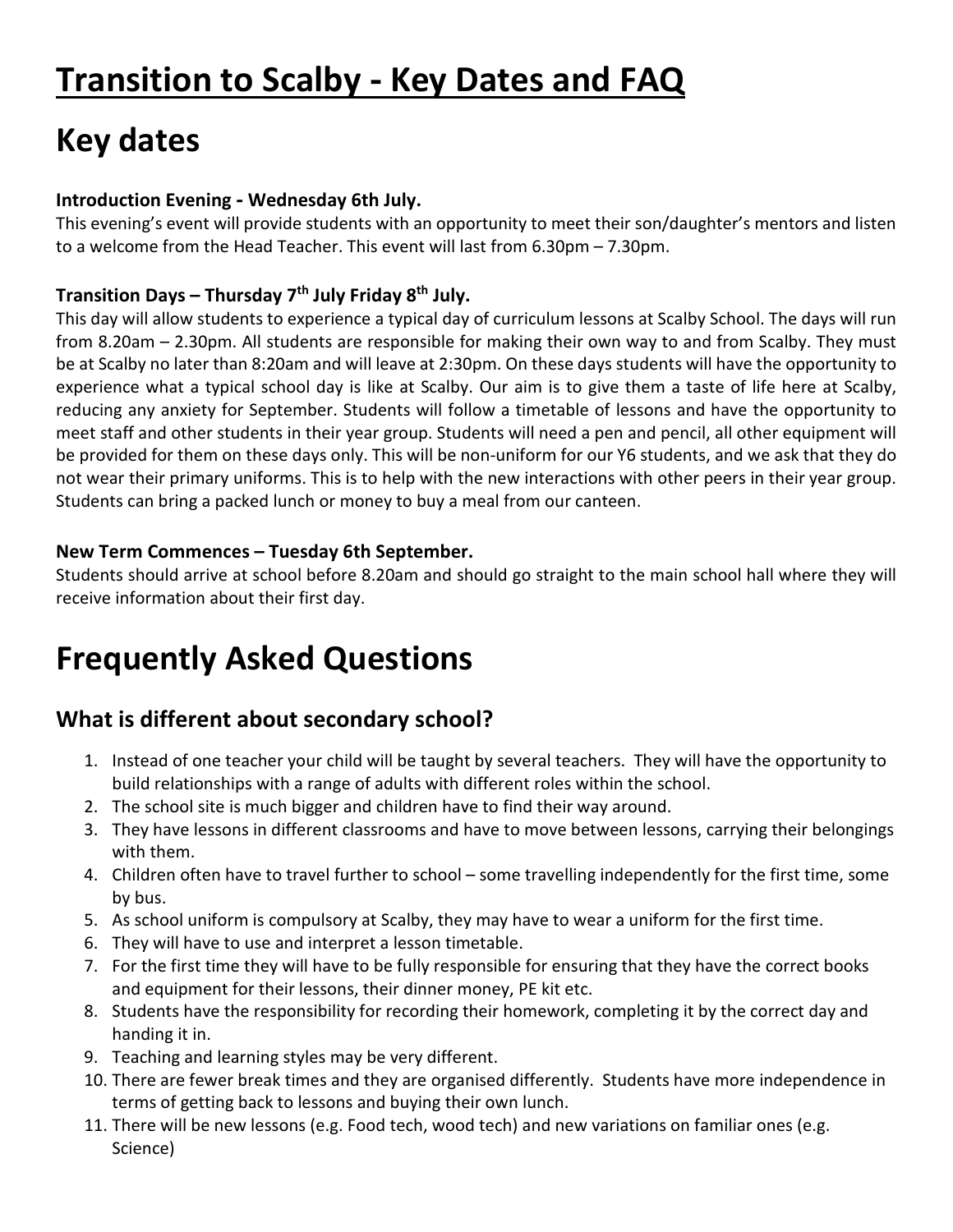# Transition to Scalby - Key Dates and FAQ

# Key dates

### Introduction Evening - Wednesday 6th July.

This evening's event will provide students with an opportunity to meet their son/daughter's mentors and listen to a welcome from the Head Teacher. This event will last from 6.30pm – 7.30pm.

### Transition Days – Thursday 7th July Friday 8th July.

This day will allow students to experience a typical day of curriculum lessons at Scalby School. The days will run from 8.20am – 2.30pm. All students are responsible for making their own way to and from Scalby. They must be at Scalby no later than 8:20am and will leave at 2:30pm. On these days students will have the opportunity to experience what a typical school day is like at Scalby. Our aim is to give them a taste of life here at Scalby, reducing any anxiety for September. Students will follow a timetable of lessons and have the opportunity to meet staff and other students in their year group. Students will need a pen and pencil, all other equipment will be provided for them on these days only. This will be non-uniform for our Y6 students, and we ask that they do not wear their primary uniforms. This is to help with the new interactions with other peers in their year group. Students can bring a packed lunch or money to buy a meal from our canteen.

### New Term Commences – Tuesday 6th September.

Students should arrive at school before 8.20am and should go straight to the main school hall where they will receive information about their first day.

# Frequently Asked Questions

## What is different about secondary school?

1. Instead of one teacher your child will be taught by several teachers. They will have the opportunity to build relationships with a range of adults with different roles within the school.
2. The school site is much bigger and children have to find their way around.
3. They have lessons in different classrooms and have to move between lessons, carrying their belongings with them.
4. Children often have to travel further to school – some travelling independently for the first time, some by bus.
5. As school uniform is compulsory at Scalby, they may have to wear a uniform for the first time.
6. They will have to use and interpret a lesson timetable.
7. For the first time they will have to be fully responsible for ensuring that they have the correct books and equipment for their lessons, their dinner money, PE kit etc.
8. Students have the responsibility for recording their homework, completing it by the correct day and handing it in.
9. Teaching and learning styles may be very different.
10. There are fewer break times and they are organised differently. Students have more independence in terms of getting back to lessons and buying their own lunch.
11. There will be new lessons (e.g. Food tech, wood tech) and new variations on familiar ones (e.g. Science)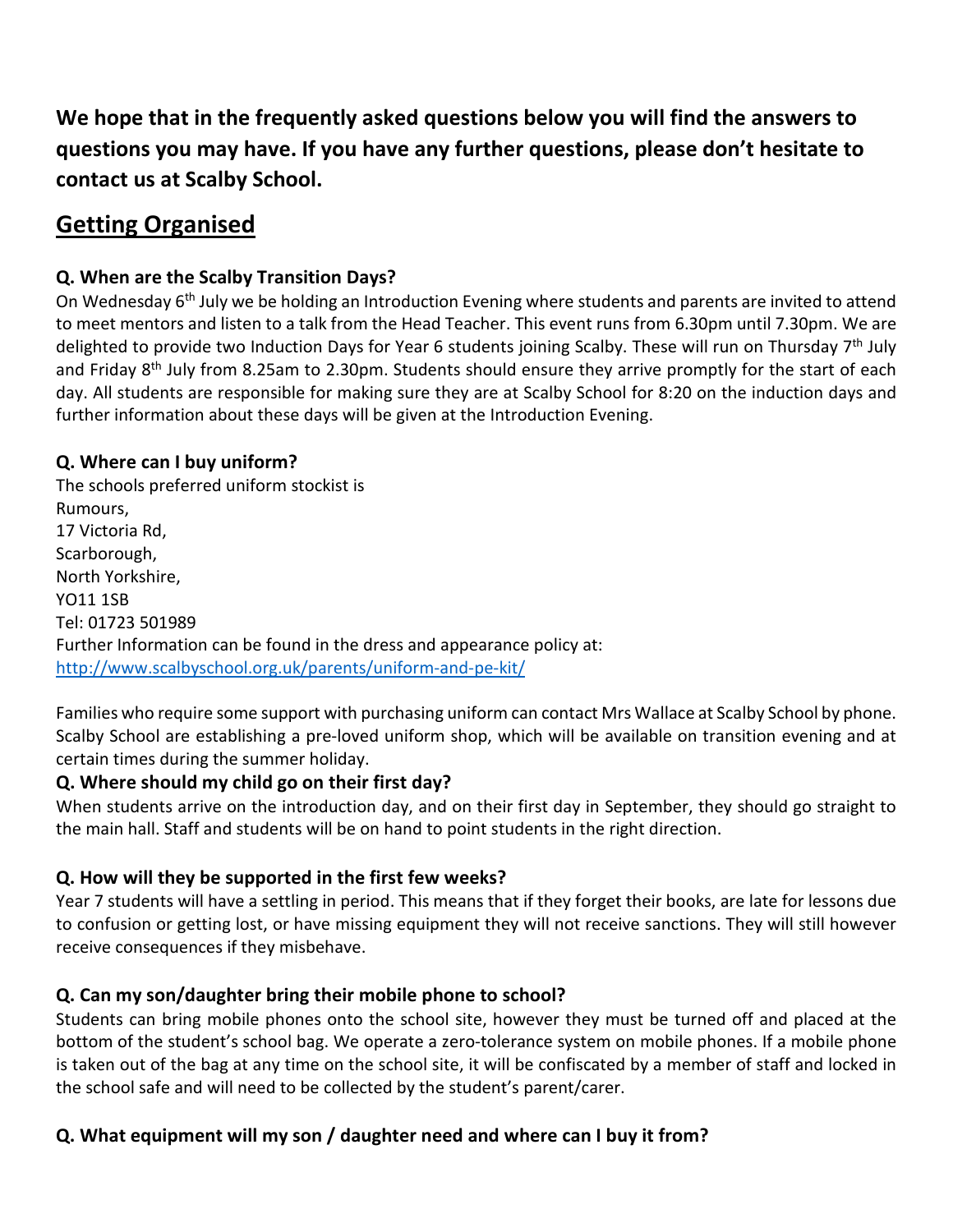**We hope that in the frequently asked questions below you will find the answers to questions you may have. If you have any further questions, please don't hesitate to contact us at Scalby School.**

## Getting Organised

### Q. When are the Scalby Transition Days?

On Wednesday 6th July we be holding an Introduction Evening where students and parents are invited to attend to meet mentors and listen to a talk from the Head Teacher. This event runs from 6.30pm until 7.30pm. We are delighted to provide two Induction Days for Year 6 students joining Scalby. These will run on Thursday 7th July and Friday 8th July from 8.25am to 2.30pm. Students should ensure they arrive promptly for the start of each day. All students are responsible for making sure they are at Scalby School for 8:20 on the induction days and further information about these days will be given at the Introduction Evening.

### Q. Where can I buy uniform?

The schools preferred uniform stockist is
Rumours,
17 Victoria Rd,
Scarborough,
North Yorkshire,
YO11 1SB
Tel: 01723 501989
Further Information can be found in the dress and appearance policy at:
[http://www.scalbyschool.org.uk/parents/uniform-and-pe-kit/](http://www.scalbyschool.org.uk/parents/uniform-and-pe-kit/)

Families who require some support with purchasing uniform can contact Mrs Wallace at Scalby School by phone. Scalby School are establishing a pre-loved uniform shop, which will be available on transition evening and at certain times during the summer holiday.

### Q. Where should my child go on their first day?

When students arrive on the introduction day, and on their first day in September, they should go straight to the main hall. Staff and students will be on hand to point students in the right direction.

### Q. How will they be supported in the first few weeks?

Year 7 students will have a settling in period. This means that if they forget their books, are late for lessons due to confusion or getting lost, or have missing equipment they will not receive sanctions. They will still however receive consequences if they misbehave.

### Q. Can my son/daughter bring their mobile phone to school?

Students can bring mobile phones onto the school site, however they must be turned off and placed at the bottom of the student's school bag. We operate a zero-tolerance system on mobile phones. If a mobile phone is taken out of the bag at any time on the school site, it will be confiscated by a member of staff and locked in the school safe and will need to be collected by the student's parent/carer.

### Q. What equipment will my son / daughter need and where can I buy it from?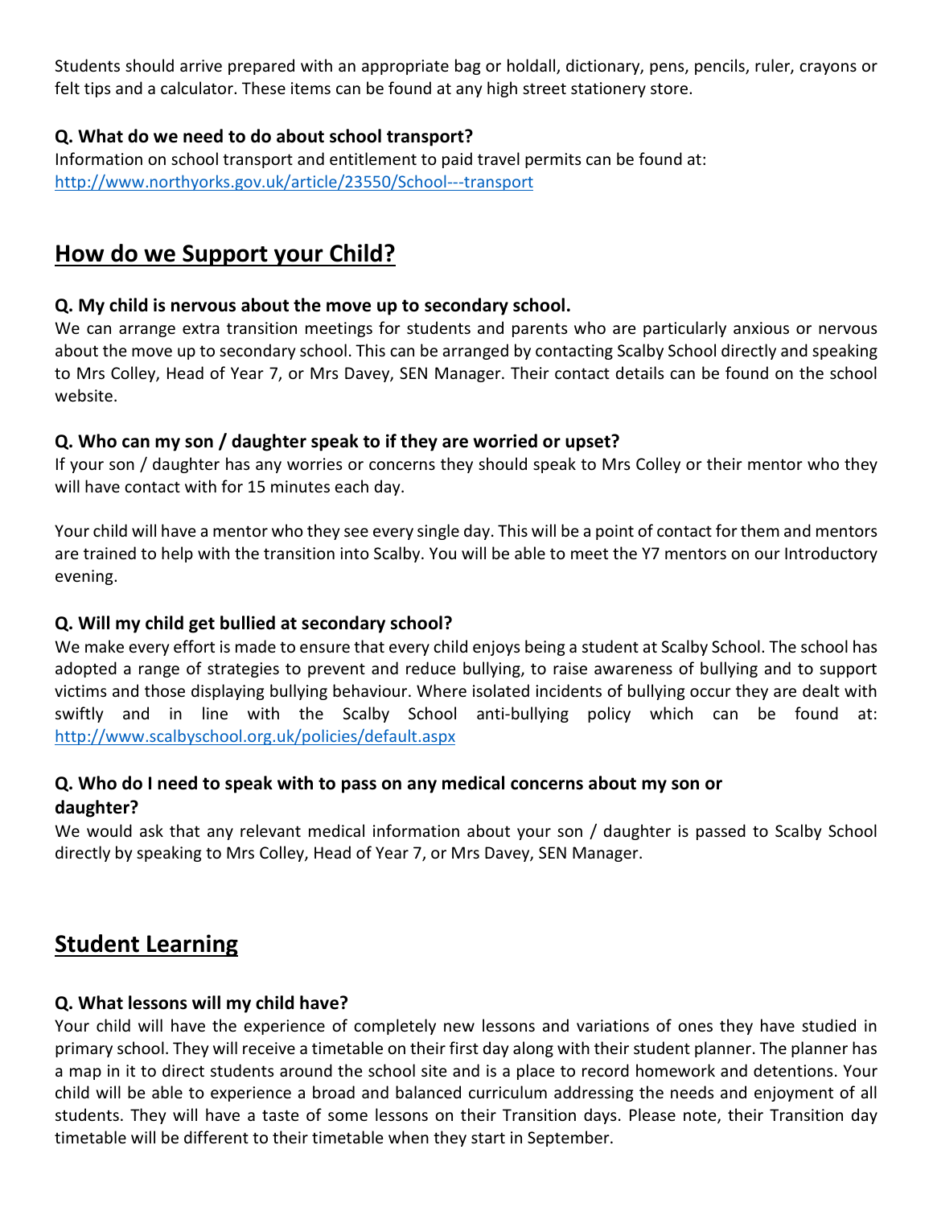Students should arrive prepared with an appropriate bag or holdall, dictionary, pens, pencils, ruler, crayons or felt tips and a calculator. These items can be found at any high street stationery store.

**Q. What do we need to do about school transport?**

Information on school transport and entitlement to paid travel permits can be found at: http://www.northyorks.gov.uk/article/23550/School---transport

## How do we Support your Child?

**Q. My child is nervous about the move up to secondary school.**

We can arrange extra transition meetings for students and parents who are particularly anxious or nervous about the move up to secondary school. This can be arranged by contacting Scalby School directly and speaking to Mrs Colley, Head of Year 7, or Mrs Davey, SEN Manager. Their contact details can be found on the school website.

**Q. Who can my son / daughter speak to if they are worried or upset?**

If your son / daughter has any worries or concerns they should speak to Mrs Colley or their mentor who they will have contact with for 15 minutes each day.

Your child will have a mentor who they see every single day. This will be a point of contact for them and mentors are trained to help with the transition into Scalby. You will be able to meet the Y7 mentors on our Introductory evening.

**Q. Will my child get bullied at secondary school?**

We make every effort is made to ensure that every child enjoys being a student at Scalby School. The school has adopted a range of strategies to prevent and reduce bullying, to raise awareness of bullying and to support victims and those displaying bullying behaviour. Where isolated incidents of bullying occur they are dealt with swiftly and in line with the Scalby School anti-bullying policy which can be found at: http://www.scalbyschool.org.uk/policies/default.aspx

**Q. Who do I need to speak with to pass on any medical concerns about my son or daughter?**

We would ask that any relevant medical information about your son / daughter is passed to Scalby School directly by speaking to Mrs Colley, Head of Year 7, or Mrs Davey, SEN Manager.

## Student Learning

**Q. What lessons will my child have?**

Your child will have the experience of completely new lessons and variations of ones they have studied in primary school. They will receive a timetable on their first day along with their student planner. The planner has a map in it to direct students around the school site and is a place to record homework and detentions. Your child will be able to experience a broad and balanced curriculum addressing the needs and enjoyment of all students. They will have a taste of some lessons on their Transition days. Please note, their Transition day timetable will be different to their timetable when they start in September.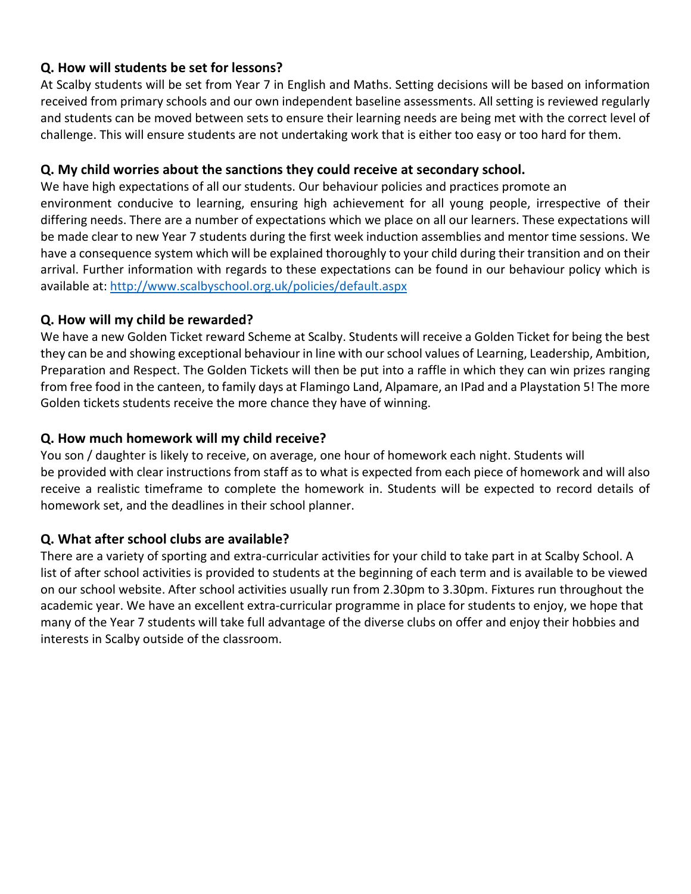### Q. How will students be set for lessons?

At Scalby students will be set from Year 7 in English and Maths. Setting decisions will be based on information received from primary schools and our own independent baseline assessments. All setting is reviewed regularly and students can be moved between sets to ensure their learning needs are being met with the correct level of challenge. This will ensure students are not undertaking work that is either too easy or too hard for them.

### Q. My child worries about the sanctions they could receive at secondary school.

We have high expectations of all our students. Our behaviour policies and practices promote an environment conducive to learning, ensuring high achievement for all young people, irrespective of their differing needs. There are a number of expectations which we place on all our learners. These expectations will be made clear to new Year 7 students during the first week induction assemblies and mentor time sessions. We have a consequence system which will be explained thoroughly to your child during their transition and on their arrival. Further information with regards to these expectations can be found in our behaviour policy which is available at: [http://www.scalbyschool.org.uk/policies/default.aspx](http://www.scalbyschool.org.uk/policies/default.aspx)

### Q. How will my child be rewarded?

We have a new Golden Ticket reward Scheme at Scalby. Students will receive a Golden Ticket for being the best they can be and showing exceptional behaviour in line with our school values of Learning, Leadership, Ambition, Preparation and Respect. The Golden Tickets will then be put into a raffle in which they can win prizes ranging from free food in the canteen, to family days at Flamingo Land, Alpamare, an IPad and a Playstation 5! The more Golden tickets students receive the more chance they have of winning.

### Q. How much homework will my child receive?

You son / daughter is likely to receive, on average, one hour of homework each night. Students will be provided with clear instructions from staff as to what is expected from each piece of homework and will also receive a realistic timeframe to complete the homework in. Students will be expected to record details of homework set, and the deadlines in their school planner.

### Q. What after school clubs are available?

There are a variety of sporting and extra-curricular activities for your child to take part in at Scalby School. A list of after school activities is provided to students at the beginning of each term and is available to be viewed on our school website. After school activities usually run from 2.30pm to 3.30pm. Fixtures run throughout the academic year. We have an excellent extra-curricular programme in place for students to enjoy, we hope that many of the Year 7 students will take full advantage of the diverse clubs on offer and enjoy their hobbies and interests in Scalby outside of the classroom.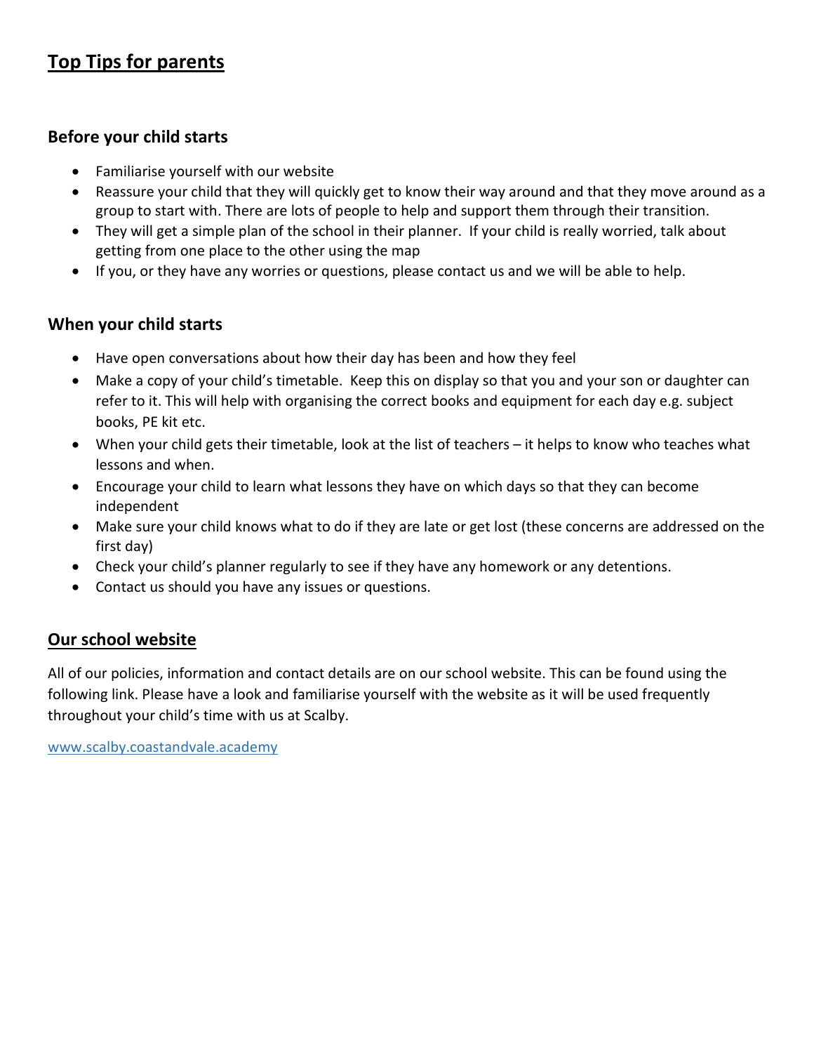## Top Tips for parents

### Before your child starts

- Familiarise yourself with our website
- Reassure your child that they will quickly get to know their way around and that they move around as a group to start with. There are lots of people to help and support them through their transition.
- They will get a simple plan of the school in their planner. If your child is really worried, talk about getting from one place to the other using the map
- If you, or they have any worries or questions, please contact us and we will be able to help.

### When your child starts

- Have open conversations about how their day has been and how they feel
- Make a copy of your child's timetable. Keep this on display so that you and your son or daughter can refer to it. This will help with organising the correct books and equipment for each day e.g. subject books, PE kit etc.
- When your child gets their timetable, look at the list of teachers – it helps to know who teaches what lessons and when.
- Encourage your child to learn what lessons they have on which days so that they can become independent
- Make sure your child knows what to do if they are late or get lost (these concerns are addressed on the first day)
- Check your child's planner regularly to see if they have any homework or any detentions.
- Contact us should you have any issues or questions.

## Our school website

All of our policies, information and contact details are on our school website. This can be found using the following link. Please have a look and familiarise yourself with the website as it will be used frequently throughout your child's time with us at Scalby.

www.scalby.coastandvale.academy